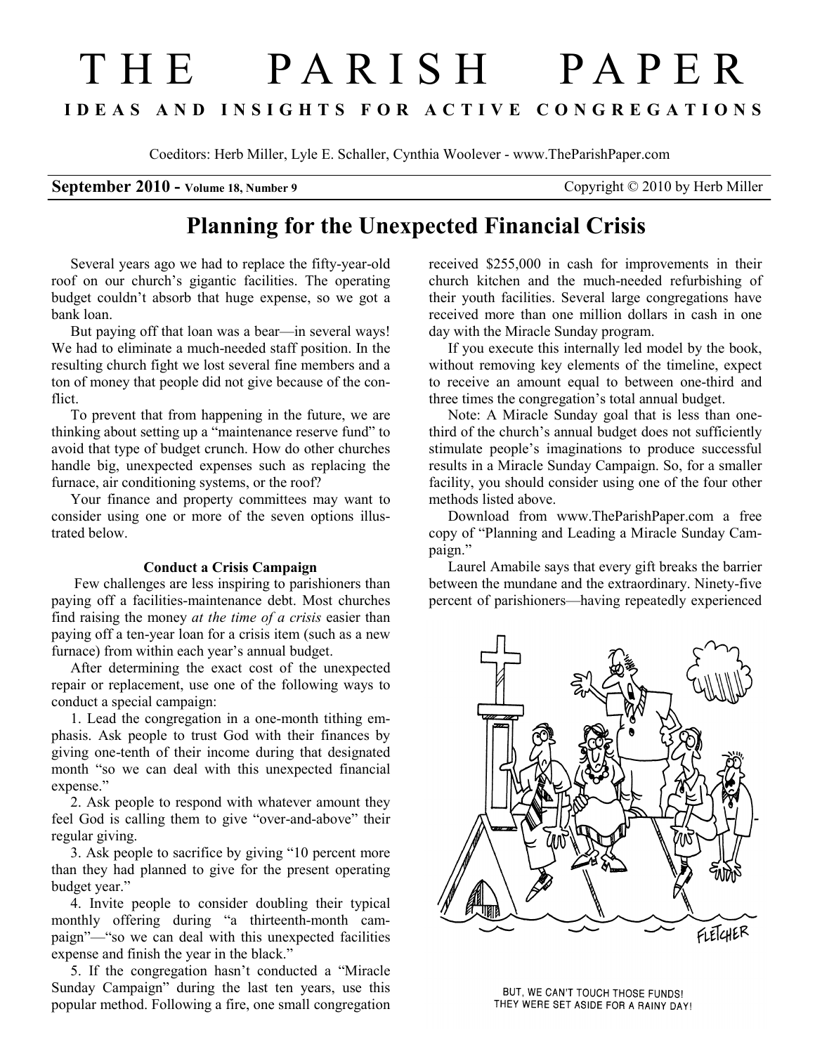# THE PARISH PAPER

**IDEAS AND INSIGHTS FOR ACTIVE CONGREGATIONS**

Coeditors: Herb Miller, Lyle E. Schaller, Cynthia Woolever - www.TheParishPaper.com

**September 2010 - Volume 18, Number 9** Copyright © 2010 by Herb Miller

## Planning for the Unexpected Financial Crisis

Several years ago we had to replace the fifty-year-old roof on our church's gigantic facilities. The operating budget couldn't absorb that huge expense, so we got a bank loan.

But paying off that loan was a bear—in several ways! We had to eliminate a much-needed staff position. In the resulting church fight we lost several fine members and a ton of money that people did not give because of the conflict.

To prevent that from happening in the future, we are thinking about setting up a "maintenance reserve fund" to avoid that type of budget crunch. How do other churches handle big, unexpected expenses such as replacing the furnace, air conditioning systems, or the roof?

Your finance and property committees may want to consider using one or more of the seven options illustrated below.

### Conduct a Crisis Campaign

Few challenges are less inspiring to parishioners than paying off a facilities-maintenance debt. Most churches find raising the money *at the time of a crisis* easier than paying off a ten-year loan for a crisis item (such as a new furnace) from within each year's annual budget.

After determining the exact cost of the unexpected repair or replacement, use one of the following ways to conduct a special campaign:

1. Lead the congregation in a one-month tithing emphasis. Ask people to trust God with their finances by giving one-tenth of their income during that designated month "so we can deal with this unexpected financial expense."

2. Ask people to respond with whatever amount they feel God is calling them to give "over-and-above" their regular giving.

3. Ask people to sacrifice by giving "10 percent more than they had planned to give for the present operating budget year."

4. Invite people to consider doubling their typical monthly offering during "a thirteenth-month campaign"—"so we can deal with this unexpected facilities expense and finish the year in the black."

5. If the congregation hasn't conducted a "Miracle Sunday Campaign" during the last ten years, use this popular method. Following a fire, one small congregation received $255,000 in cash for improvements in their church kitchen and the much-needed refurbishing of their youth facilities. Several large congregations have received more than one million dollars in cash in one day with the Miracle Sunday program.

If you execute this internally led model by the book, without removing key elements of the timeline, expect to receive an amount equal to between one-third and three times the congregation's total annual budget.

Note: A Miracle Sunday goal that is less than one-third of the church's annual budget does not sufficiently stimulate people's imaginations to produce successful results in a Miracle Sunday Campaign. So, for a smaller facility, you should consider using one of the four other methods listed above.

Download from www.TheParishPaper.com a free copy of "Planning and Leading a Miracle Sunday Campaign."

Laurel Amabile says that every gift breaks the barrier between the mundane and the extraordinary. Ninety-five percent of parishioners—having repeatedly experienced

BUT, WE CAN'T TOUCH THOSE FUNDS! THEY WERE SET ASIDE FOR A RAINY DAY!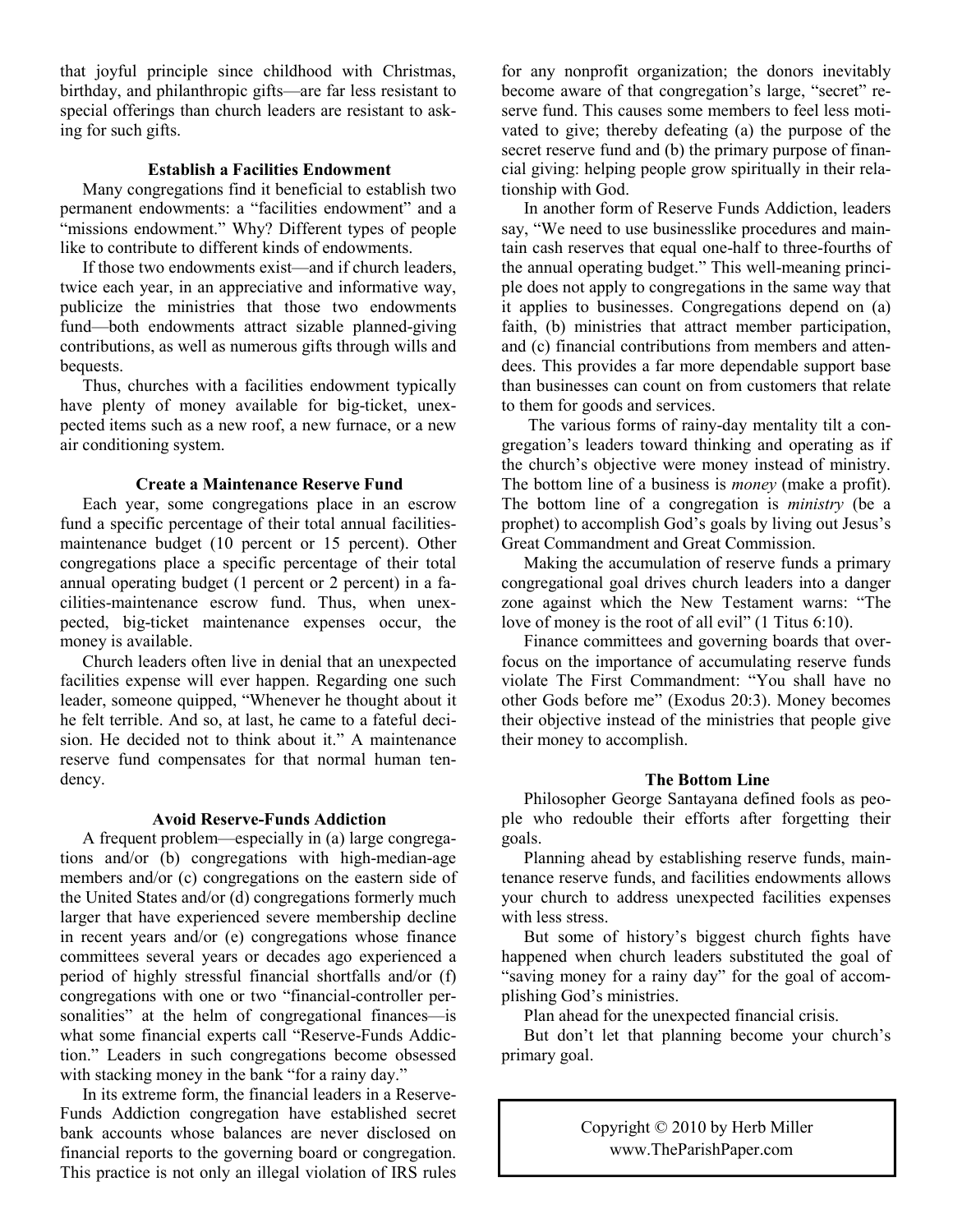that joyful principle since childhood with Christmas, birthday, and philanthropic gifts—are far less resistant to special offerings than church leaders are resistant to asking for such gifts.

### Establish a Facilities Endowment

Many congregations find it beneficial to establish two permanent endowments: a "facilities endowment" and a "missions endowment." Why? Different types of people like to contribute to different kinds of endowments.

If those two endowments exist—and if church leaders, twice each year, in an appreciative and informative way, publicize the ministries that those two endowments fund—both endowments attract sizable planned-giving contributions, as well as numerous gifts through wills and bequests.

Thus, churches with a facilities endowment typically have plenty of money available for big-ticket, unexpected items such as a new roof, a new furnace, or a new air conditioning system.

### Create a Maintenance Reserve Fund

Each year, some congregations place in an escrow fund a specific percentage of their total annual facilities-maintenance budget (10 percent or 15 percent). Other congregations place a specific percentage of their total annual operating budget (1 percent or 2 percent) in a facilities-maintenance escrow fund. Thus, when unexpected, big-ticket maintenance expenses occur, the money is available.

Church leaders often live in denial that an unexpected facilities expense will ever happen. Regarding one such leader, someone quipped, "Whenever he thought about it he felt terrible. And so, at last, he came to a fateful decision. He decided not to think about it." A maintenance reserve fund compensates for that normal human tendency.

### Avoid Reserve-Funds Addiction

A frequent problem—especially in (a) large congregations and/or (b) congregations with high-median-age members and/or (c) congregations on the eastern side of the United States and/or (d) congregations formerly much larger that have experienced severe membership decline in recent years and/or (e) congregations whose finance committees several years or decades ago experienced a period of highly stressful financial shortfalls and/or (f) congregations with one or two "financial-controller personalities" at the helm of congregational finances—is what some financial experts call "Reserve-Funds Addiction." Leaders in such congregations become obsessed with stacking money in the bank "for a rainy day."

In its extreme form, the financial leaders in a Reserve-Funds Addiction congregation have established secret bank accounts whose balances are never disclosed on financial reports to the governing board or congregation. This practice is not only an illegal violation of IRS rules for any nonprofit organization; the donors inevitably become aware of that congregation's large, "secret" reserve fund. This causes some members to feel less motivated to give; thereby defeating (a) the purpose of the secret reserve fund and (b) the primary purpose of financial giving: helping people grow spiritually in their relationship with God.

In another form of Reserve Funds Addiction, leaders say, "We need to use businesslike procedures and maintain cash reserves that equal one-half to three-fourths of the annual operating budget." This well-meaning principle does not apply to congregations in the same way that it applies to businesses. Congregations depend on (a) faith, (b) ministries that attract member participation, and (c) financial contributions from members and attendees. This provides a far more dependable support base than businesses can count on from customers that relate to them for goods and services.

The various forms of rainy-day mentality tilt a congregation's leaders toward thinking and operating as if the church's objective were money instead of ministry. The bottom line of a business is *money* (make a profit). The bottom line of a congregation is *ministry* (be a prophet) to accomplish God's goals by living out Jesus's Great Commandment and Great Commission.

Making the accumulation of reserve funds a primary congregational goal drives church leaders into a danger zone against which the New Testament warns: "The love of money is the root of all evil" (1 Titus 6:10).

Finance committees and governing boards that overfocus on the importance of accumulating reserve funds violate The First Commandment: "You shall have no other Gods before me" (Exodus 20:3). Money becomes their objective instead of the ministries that people give their money to accomplish.

### The Bottom Line

Philosopher George Santayana defined fools as people who redouble their efforts after forgetting their goals.

Planning ahead by establishing reserve funds, maintenance reserve funds, and facilities endowments allows your church to address unexpected facilities expenses with less stress.

But some of history's biggest church fights have happened when church leaders substituted the goal of "saving money for a rainy day" for the goal of accomplishing God's ministries.

Plan ahead for the unexpected financial crisis.

But don't let that planning become your church's primary goal.

Copyright © 2010 by Herb Miller
www.TheParishPaper.com